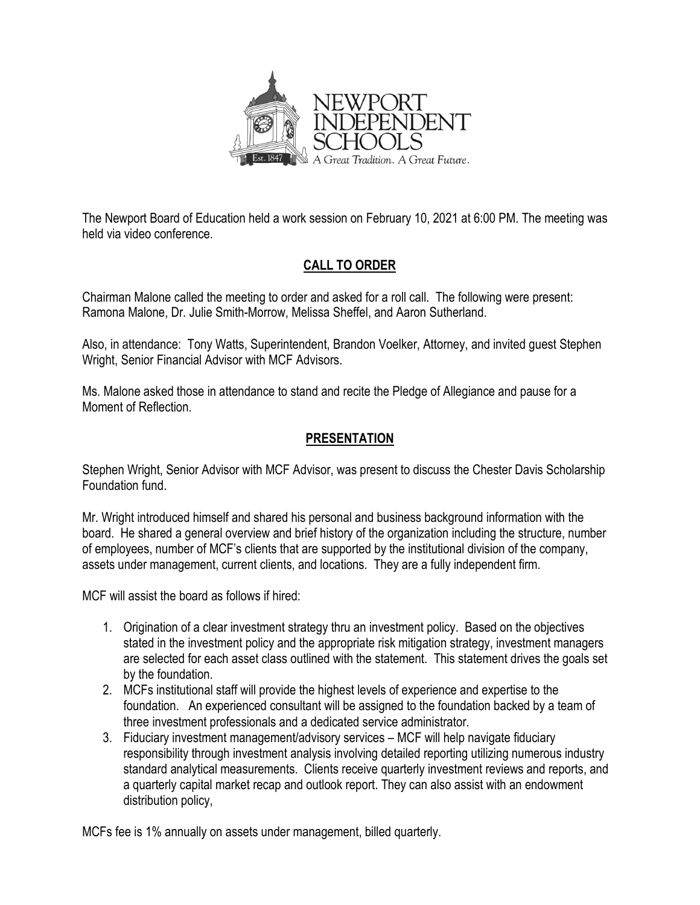NEWPORT INDEPENDENT SCHOOLS

Est. 1847 A Great Tradition. A Great Future.

The Newport Board of Education held a work session on February 10, 2021 at 6:00 PM. The meeting was held via video conference.

## CALL TO ORDER

Chairman Malone called the meeting to order and asked for a roll call. The following were present: Ramona Malone, Dr. Julie Smith-Morrow, Melissa Sheffel, and Aaron Sutherland.

Also, in attendance: Tony Watts, Superintendent, Brandon Voelker, Attorney, and invited guest Stephen Wright, Senior Financial Advisor with MCF Advisors.

Ms. Malone asked those in attendance to stand and recite the Pledge of Allegiance and pause for a Moment of Reflection.

## PRESENTATION

Stephen Wright, Senior Advisor with MCF Advisor, was present to discuss the Chester Davis Scholarship Foundation fund.

Mr. Wright introduced himself and shared his personal and business background information with the board. He shared a general overview and brief history of the organization including the structure, number of employees, number of MCF's clients that are supported by the institutional division of the company, assets under management, current clients, and locations. They are a fully independent firm.

MCF will assist the board as follows if hired:

1. Origination of a clear investment strategy thru an investment policy. Based on the objectives stated in the investment policy and the appropriate risk mitigation strategy, investment managers are selected for each asset class outlined with the statement. This statement drives the goals set by the foundation.
2. MCFs institutional staff will provide the highest levels of experience and expertise to the foundation. An experienced consultant will be assigned to the foundation backed by a team of three investment professionals and a dedicated service administrator.
3. Fiduciary investment management/advisory services – MCF will help navigate fiduciary responsibility through investment analysis involving detailed reporting utilizing numerous industry standard analytical measurements. Clients receive quarterly investment reviews and reports, and a quarterly capital market recap and outlook report. They can also assist with an endowment distribution policy,

MCFs fee is 1% annually on assets under management, billed quarterly.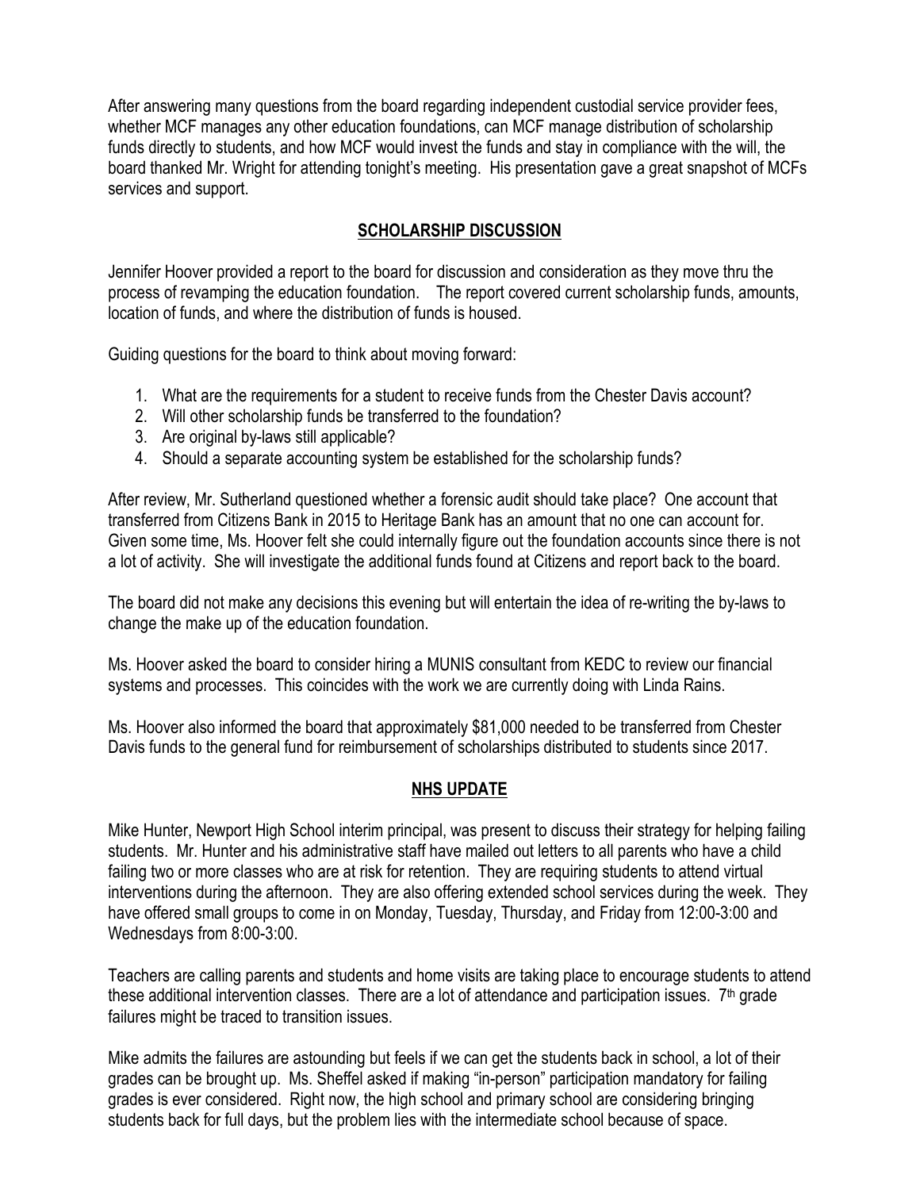After answering many questions from the board regarding independent custodial service provider fees, whether MCF manages any other education foundations, can MCF manage distribution of scholarship funds directly to students, and how MCF would invest the funds and stay in compliance with the will, the board thanked Mr. Wright for attending tonight's meeting. His presentation gave a great snapshot of MCFs services and support.

## SCHOLARSHIP DISCUSSION

Jennifer Hoover provided a report to the board for discussion and consideration as they move thru the process of revamping the education foundation. The report covered current scholarship funds, amounts, location of funds, and where the distribution of funds is housed.

Guiding questions for the board to think about moving forward:

1. What are the requirements for a student to receive funds from the Chester Davis account?
2. Will other scholarship funds be transferred to the foundation?
3. Are original by-laws still applicable?
4. Should a separate accounting system be established for the scholarship funds?

After review, Mr. Sutherland questioned whether a forensic audit should take place? One account that transferred from Citizens Bank in 2015 to Heritage Bank has an amount that no one can account for. Given some time, Ms. Hoover felt she could internally figure out the foundation accounts since there is not a lot of activity. She will investigate the additional funds found at Citizens and report back to the board.

The board did not make any decisions this evening but will entertain the idea of re-writing the by-laws to change the make up of the education foundation.

Ms. Hoover asked the board to consider hiring a MUNIS consultant from KEDC to review our financial systems and processes. This coincides with the work we are currently doing with Linda Rains.

Ms. Hoover also informed the board that approximately $81,000 needed to be transferred from Chester Davis funds to the general fund for reimbursement of scholarships distributed to students since 2017.

## NHS UPDATE

Mike Hunter, Newport High School interim principal, was present to discuss their strategy for helping failing students. Mr. Hunter and his administrative staff have mailed out letters to all parents who have a child failing two or more classes who are at risk for retention. They are requiring students to attend virtual interventions during the afternoon. They are also offering extended school services during the week. They have offered small groups to come in on Monday, Tuesday, Thursday, and Friday from 12:00-3:00 and Wednesdays from 8:00-3:00.

Teachers are calling parents and students and home visits are taking place to encourage students to attend these additional intervention classes. There are a lot of attendance and participation issues. 7th grade failures might be traced to transition issues.

Mike admits the failures are astounding but feels if we can get the students back in school, a lot of their grades can be brought up. Ms. Sheffel asked if making "in-person" participation mandatory for failing grades is ever considered. Right now, the high school and primary school are considering bringing students back for full days, but the problem lies with the intermediate school because of space.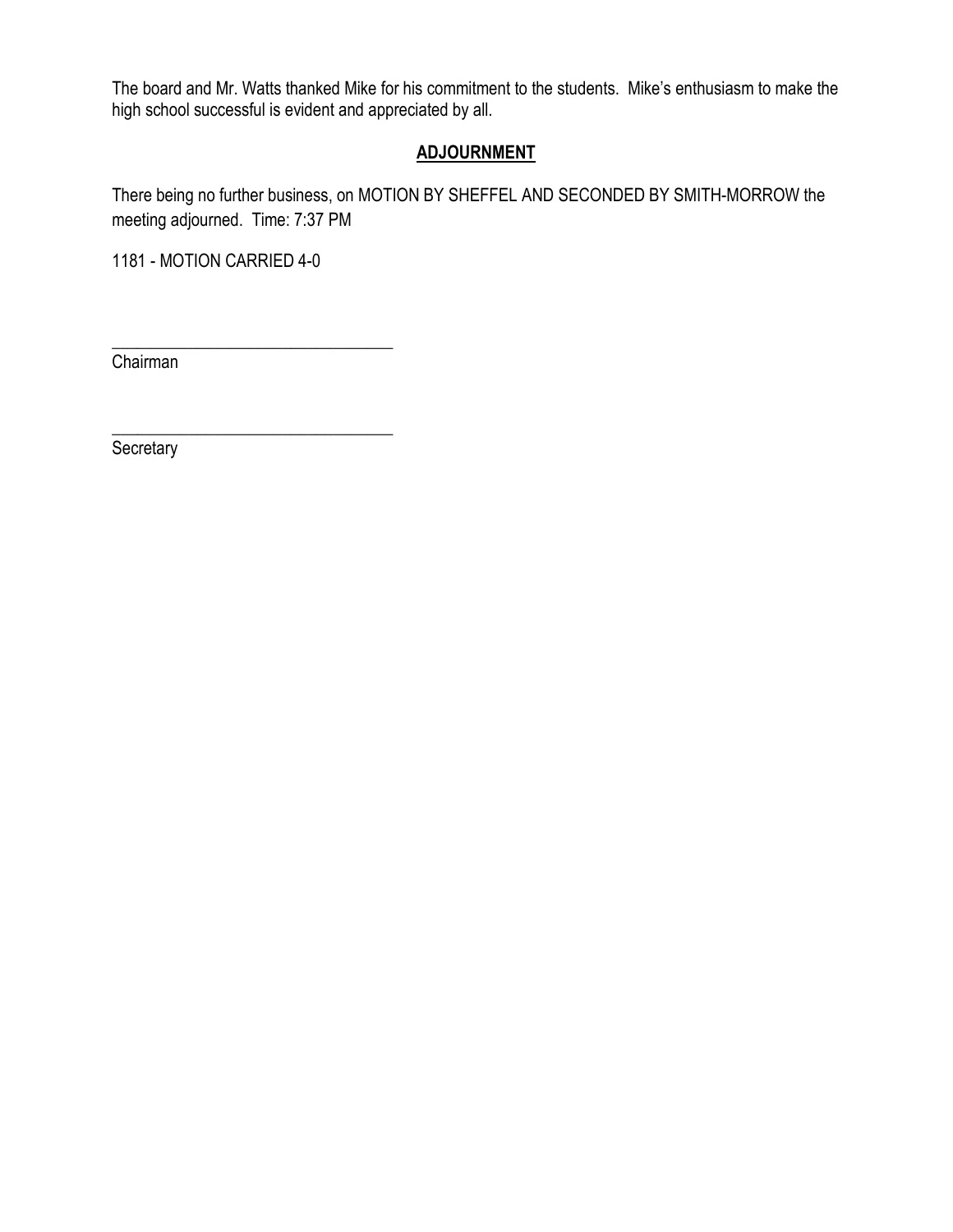The board and Mr. Watts thanked Mike for his commitment to the students. Mike's enthusiasm to make the high school successful is evident and appreciated by all.

## ADJOURNMENT

There being no further business, on MOTION BY SHEFFEL AND SECONDED BY SMITH-MORROW the meeting adjourned. Time: 7:37 PM

1181 - MOTION CARRIED 4-0

\_\_\_\_\_\_\_\_\_\_\_\_\_\_\_\_\_\_\_\_\_\_\_\_\_\_\_\_\_\_\_\_\_\_

Chairman

\_\_\_\_\_\_\_\_\_\_\_\_\_\_\_\_\_\_\_\_\_\_\_\_\_\_\_\_\_\_\_\_\_\_

Secretary